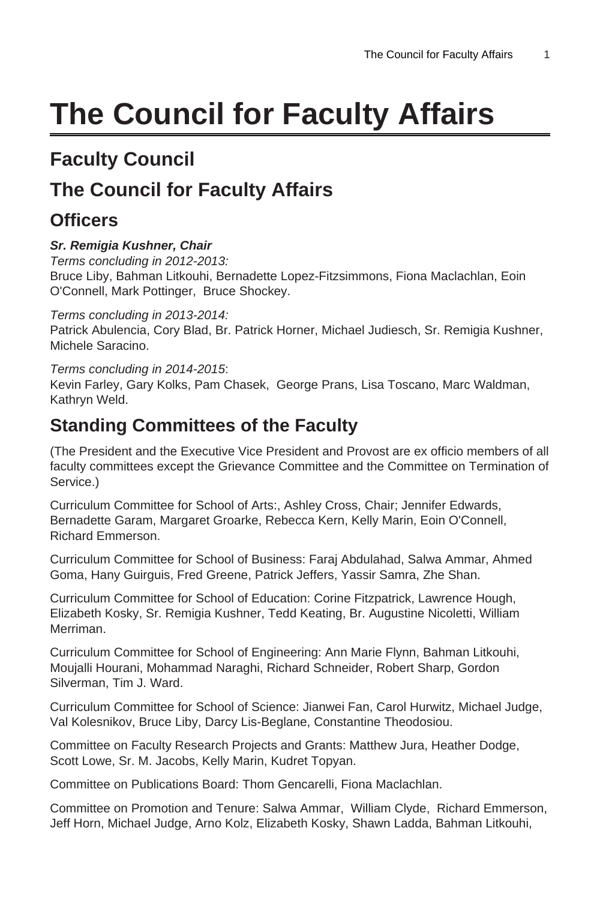# The Council for Faculty Affairs

## Faculty Council

## The Council for Faculty Affairs

## Officers

***Sr. Remigia Kushner, Chair***

*Terms concluding in 2012-2013:*
Bruce Liby, Bahman Litkouhi, Bernadette Lopez-Fitzsimmons, Fiona Maclachlan, Eoin O'Connell, Mark Pottinger, Bruce Shockey.

*Terms concluding in 2013-2014:*
Patrick Abulencia, Cory Blad, Br. Patrick Horner, Michael Judiesch, Sr. Remigia Kushner, Michele Saracino.

*Terms concluding in 2014-2015*:
Kevin Farley, Gary Kolks, Pam Chasek, George Prans, Lisa Toscano, Marc Waldman, Kathryn Weld.

## Standing Committees of the Faculty

(The President and the Executive Vice President and Provost are ex officio members of all faculty committees except the Grievance Committee and the Committee on Termination of Service.)

Curriculum Committee for School of Arts:, Ashley Cross, Chair; Jennifer Edwards, Bernadette Garam, Margaret Groarke, Rebecca Kern, Kelly Marin, Eoin O'Connell, Richard Emmerson.

Curriculum Committee for School of Business: Faraj Abdulahad, Salwa Ammar, Ahmed Goma, Hany Guirguis, Fred Greene, Patrick Jeffers, Yassir Samra, Zhe Shan.

Curriculum Committee for School of Education: Corine Fitzpatrick, Lawrence Hough, Elizabeth Kosky, Sr. Remigia Kushner, Tedd Keating, Br. Augustine Nicoletti, William Merriman.

Curriculum Committee for School of Engineering: Ann Marie Flynn, Bahman Litkouhi, Moujalli Hourani, Mohammad Naraghi, Richard Schneider, Robert Sharp, Gordon Silverman, Tim J. Ward.

Curriculum Committee for School of Science: Jianwei Fan, Carol Hurwitz, Michael Judge, Val Kolesnikov, Bruce Liby, Darcy Lis-Beglane, Constantine Theodosiou.

Committee on Faculty Research Projects and Grants: Matthew Jura, Heather Dodge, Scott Lowe, Sr. M. Jacobs, Kelly Marin, Kudret Topyan.

Committee on Publications Board: Thom Gencarelli, Fiona Maclachlan.

Committee on Promotion and Tenure: Salwa Ammar, William Clyde, Richard Emmerson, Jeff Horn, Michael Judge, Arno Kolz, Elizabeth Kosky, Shawn Ladda, Bahman Litkouhi,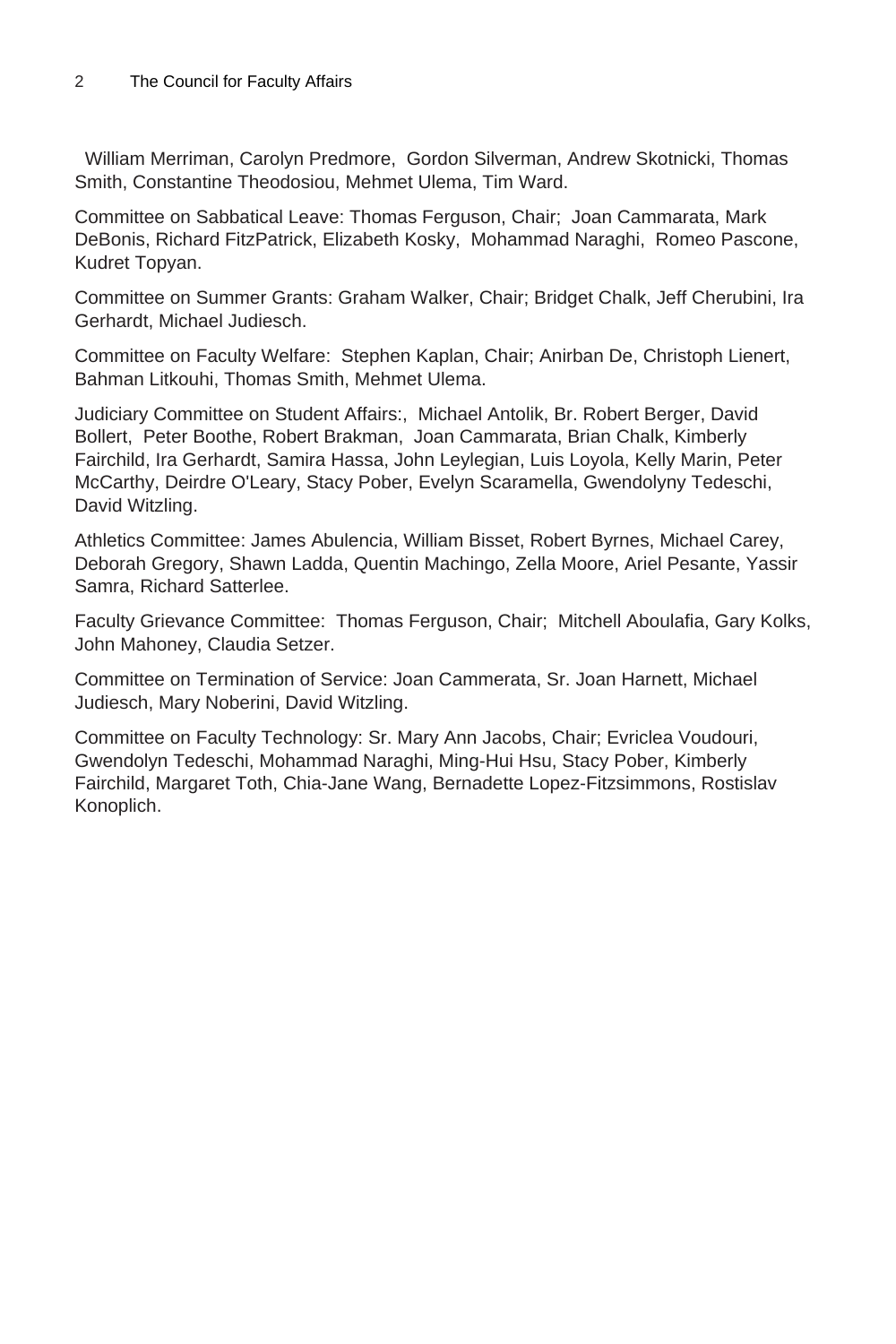William Merriman, Carolyn Predmore, Gordon Silverman, Andrew Skotnicki, Thomas Smith, Constantine Theodosiou, Mehmet Ulema, Tim Ward.

Committee on Sabbatical Leave: Thomas Ferguson, Chair; Joan Cammarata, Mark DeBonis, Richard FitzPatrick, Elizabeth Kosky, Mohammad Naraghi, Romeo Pascone, Kudret Topyan.

Committee on Summer Grants: Graham Walker, Chair; Bridget Chalk, Jeff Cherubini, Ira Gerhardt, Michael Judiesch.

Committee on Faculty Welfare: Stephen Kaplan, Chair; Anirban De, Christoph Lienert, Bahman Litkouhi, Thomas Smith, Mehmet Ulema.

Judiciary Committee on Student Affairs:, Michael Antolik, Br. Robert Berger, David Bollert, Peter Boothe, Robert Brakman, Joan Cammarata, Brian Chalk, Kimberly Fairchild, Ira Gerhardt, Samira Hassa, John Leylegian, Luis Loyola, Kelly Marin, Peter McCarthy, Deirdre O'Leary, Stacy Pober, Evelyn Scaramella, Gwendolyny Tedeschi, David Witzling.

Athletics Committee: James Abulencia, William Bisset, Robert Byrnes, Michael Carey, Deborah Gregory, Shawn Ladda, Quentin Machingo, Zella Moore, Ariel Pesante, Yassir Samra, Richard Satterlee.

Faculty Grievance Committee: Thomas Ferguson, Chair; Mitchell Aboulafia, Gary Kolks, John Mahoney, Claudia Setzer.

Committee on Termination of Service: Joan Cammerata, Sr. Joan Harnett, Michael Judiesch, Mary Noberini, David Witzling.

Committee on Faculty Technology: Sr. Mary Ann Jacobs, Chair; Evriclea Voudouri, Gwendolyn Tedeschi, Mohammad Naraghi, Ming-Hui Hsu, Stacy Pober, Kimberly Fairchild, Margaret Toth, Chia-Jane Wang, Bernadette Lopez-Fitzsimmons, Rostislav Konoplich.